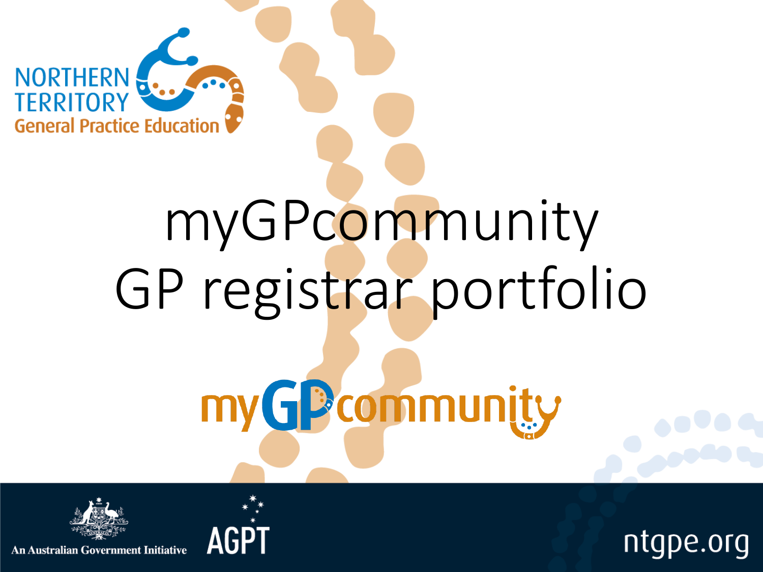NORTHERN TERRITORY
General Practice Education

# myGPcommunity GP registrar portfolio

myGPcommunity

An Australian Government Initiative

AGPT

ntgpe.org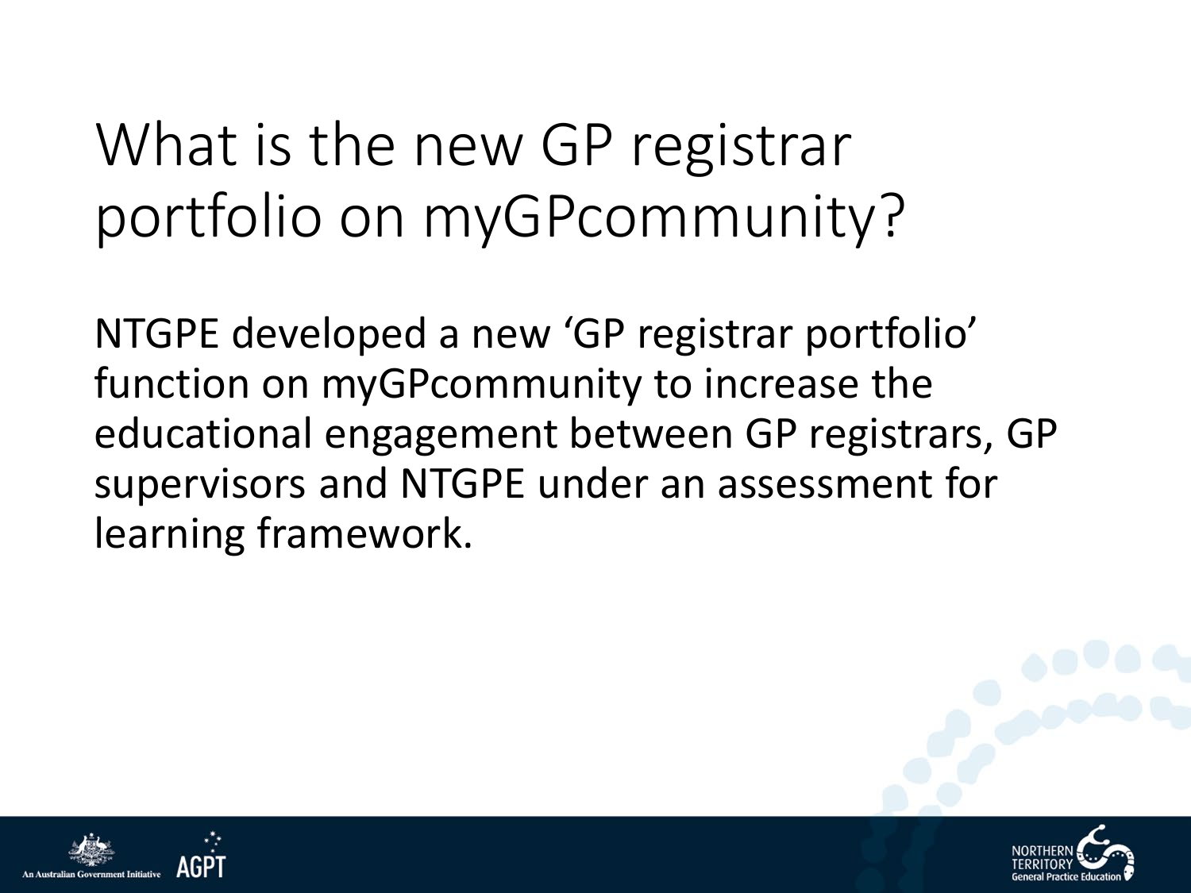# What is the new GP registrar portfolio on myGPcommunity?

NTGPE developed a new 'GP registrar portfolio' function on myGPcommunity to increase the educational engagement between GP registrars, GP supervisors and NTGPE under an assessment for learning framework.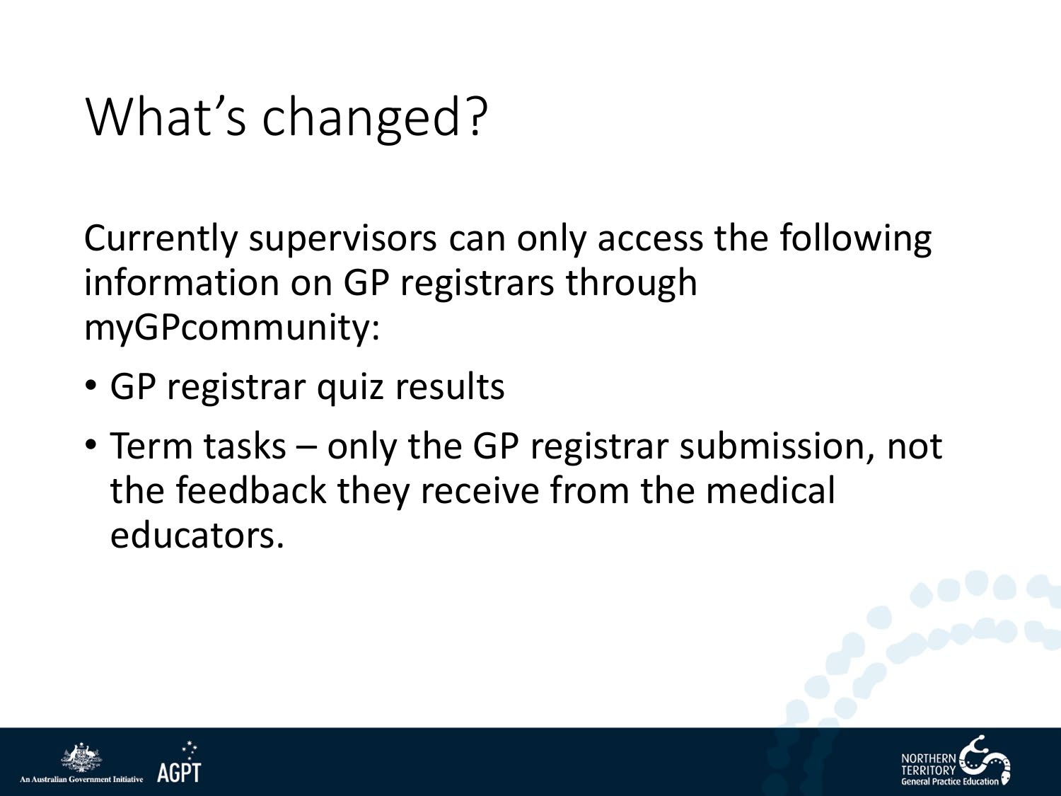# What's changed?

Currently supervisors can only access the following information on GP registrars through myGPcommunity:

- GP registrar quiz results
- Term tasks – only the GP registrar submission, not the feedback they receive from the medical educators.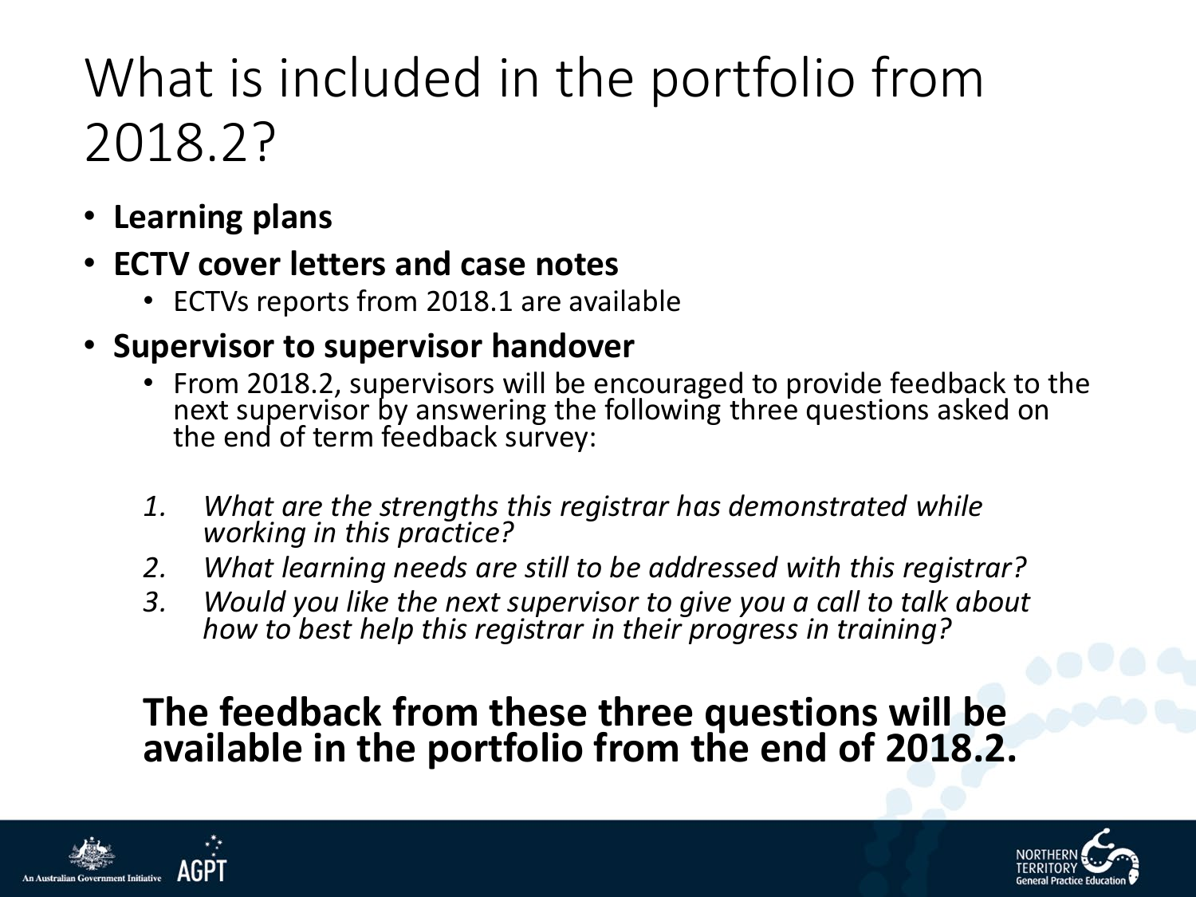# What is included in the portfolio from 2018.2?

- **Learning plans**
- **ECTV cover letters and case notes**
  - ECTVs reports from 2018.1 are available
- **Supervisor to supervisor handover**
  - From 2018.2, supervisors will be encouraged to provide feedback to the next supervisor by answering the following three questions asked on the end of term feedback survey:

1. *What are the strengths this registrar has demonstrated while working in this practice?*
2. *What learning needs are still to be addressed with this registrar?*
3. *Would you like the next supervisor to give you a call to talk about how to best help this registrar in their progress in training?*

**The feedback from these three questions will be available in the portfolio from the end of 2018.2.**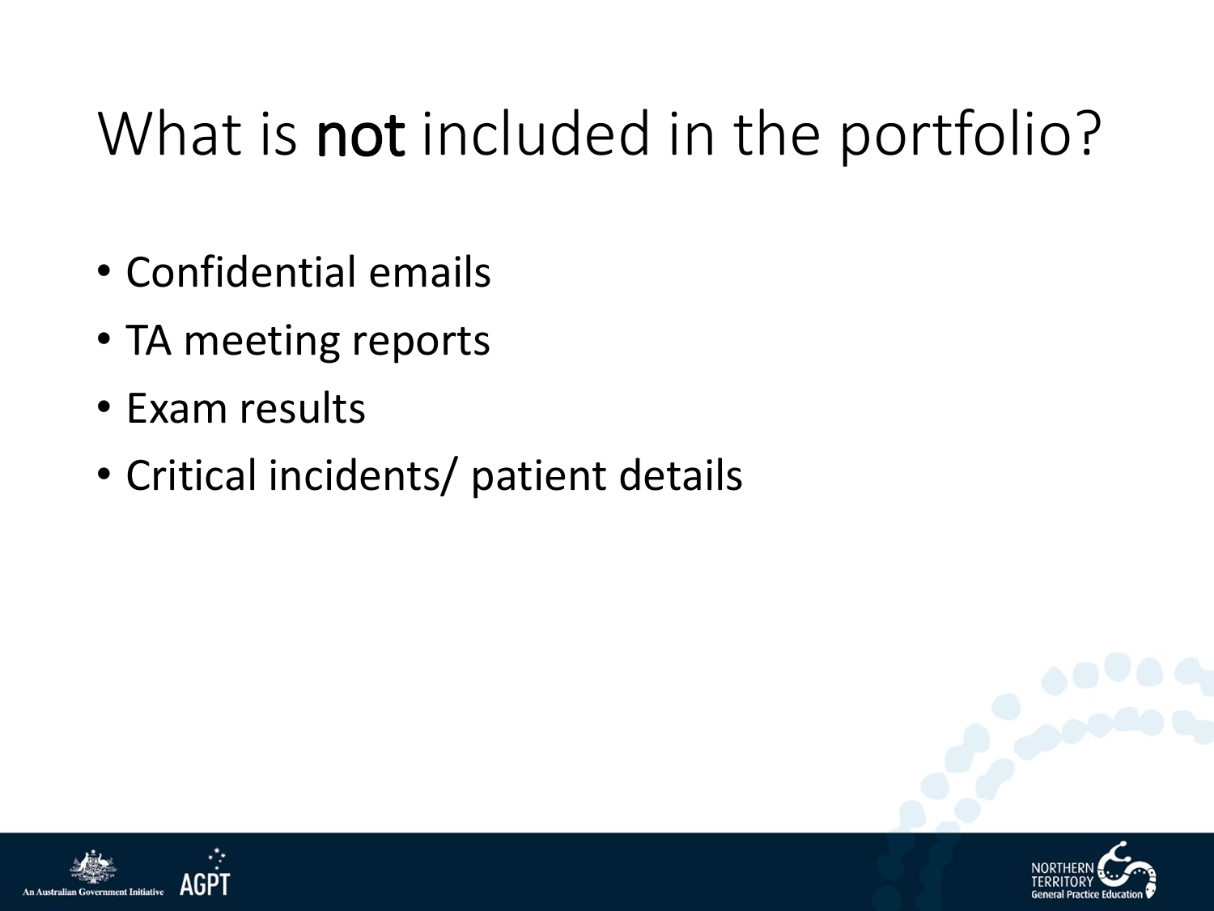# What is **not** included in the portfolio?

- Confidential emails
- TA meeting reports
- Exam results
- Critical incidents/ patient details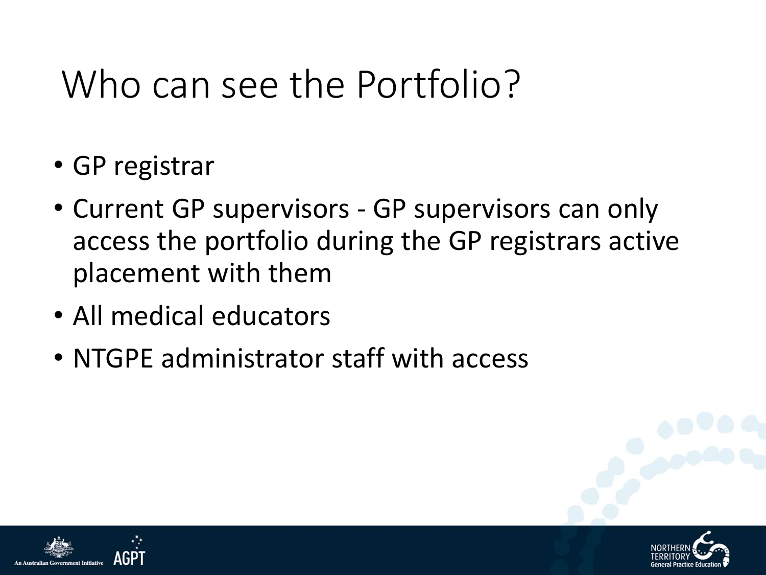# Who can see the Portfolio?

- GP registrar
- Current GP supervisors - GP supervisors can only access the portfolio during the GP registrars active placement with them
- All medical educators
- NTGPE administrator staff with access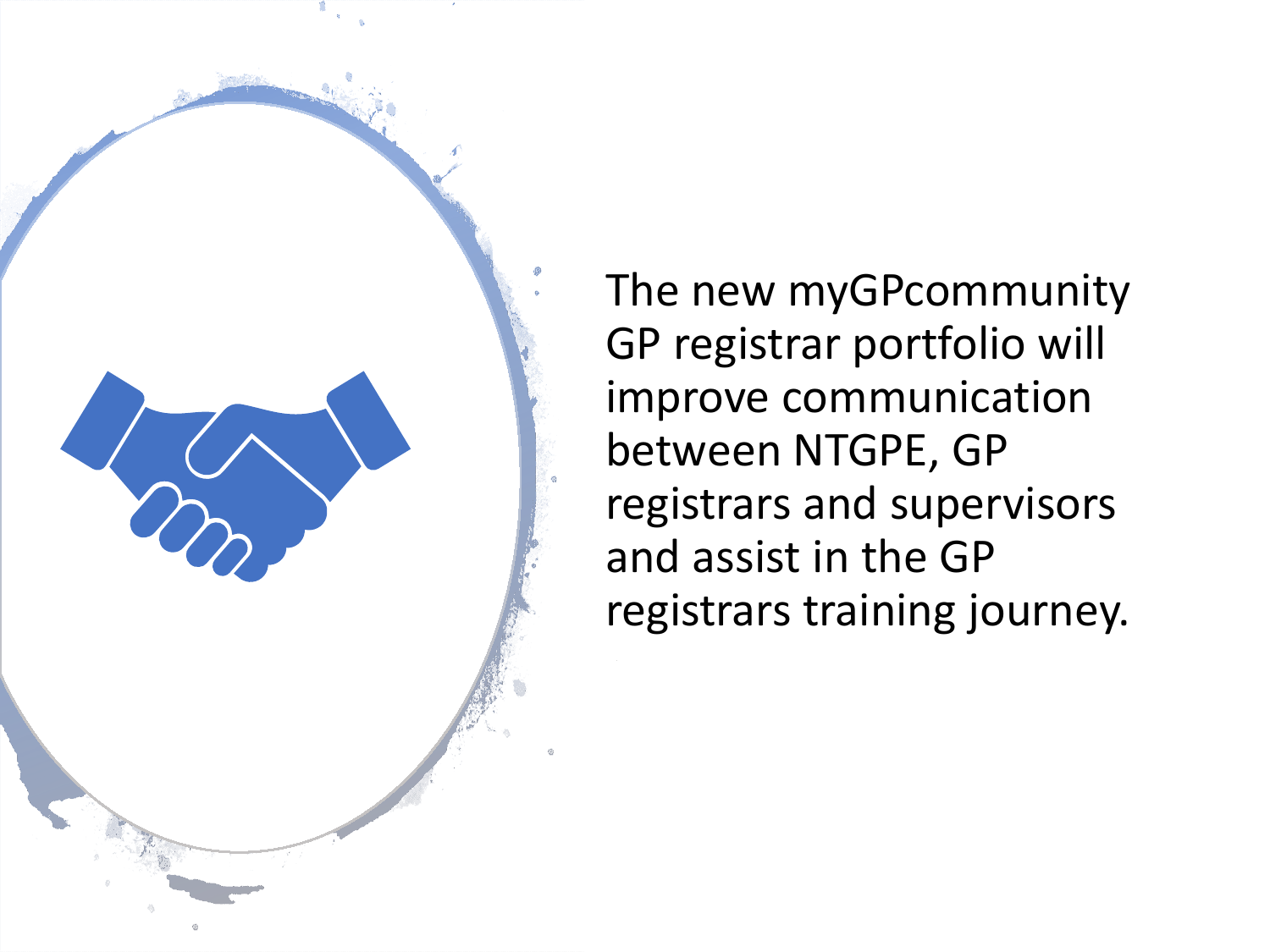The new myGPcommunity GP registrar portfolio will improve communication between NTGPE, GP registrars and supervisors and assist in the GP registrars training journey.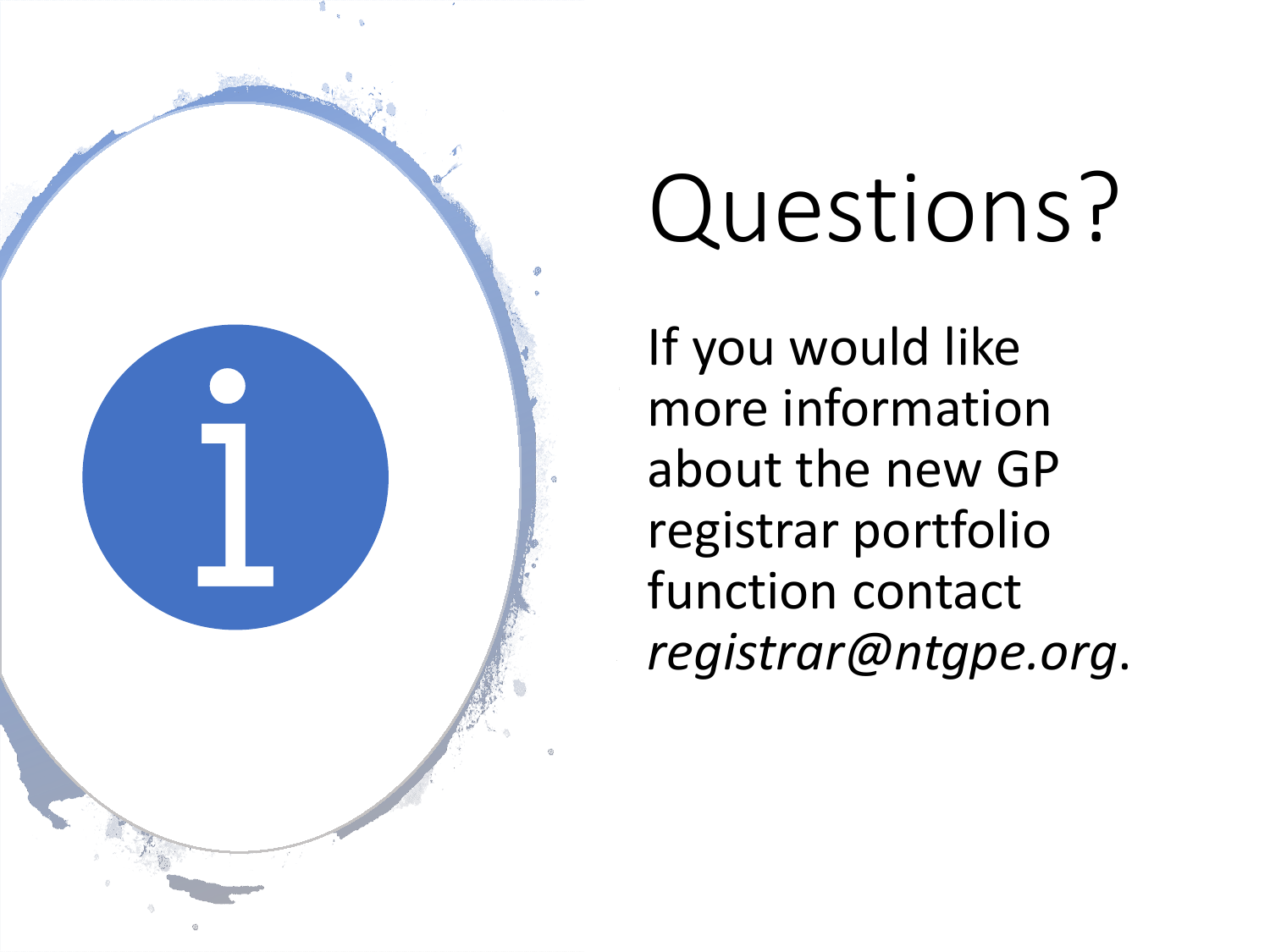# Questions?

If you would like more information about the new GP registrar portfolio function contact *registrar@ntgpe.org*.